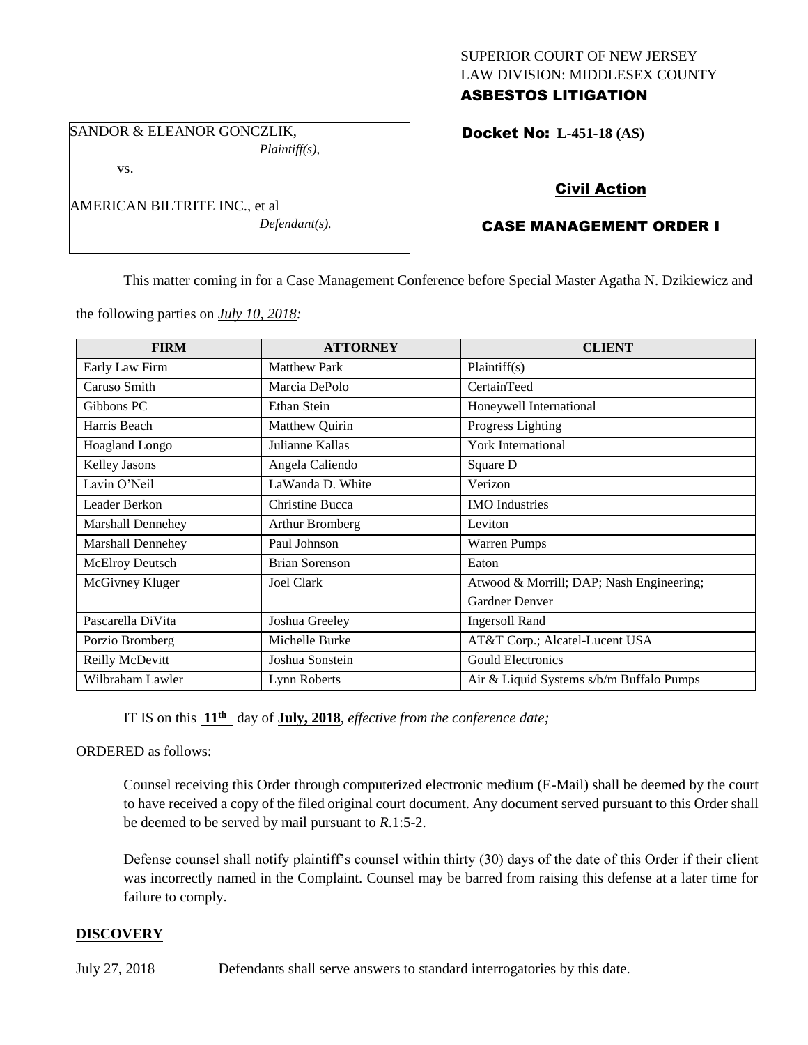SUPERIOR COURT OF NEW JERSEY
LAW DIVISION: MIDDLESEX COUNTY
**ASBESTOS LITIGATION**

SANDOR & ELEANOR GONCZLIK,
*Plaintiff(s),*

vs.

AMERICAN BILTRITE INC., et al
*Defendant(s).*

**Docket No: L-451-18 (AS)**

**Civil Action**

**CASE MANAGEMENT ORDER I**

This matter coming in for a Case Management Conference before Special Master Agatha N. Dzikiewicz and the following parties on *July 10, 2018:*

| FIRM | ATTORNEY | CLIENT |
|---|---|---|
| Early Law Firm | Matthew Park | Plaintiff(s) |
| Caruso Smith | Marcia DePolo | CertainTeed |
| Gibbons PC | Ethan Stein | Honeywell International |
| Harris Beach | Matthew Quirin | Progress Lighting |
| Hoagland Longo | Julianne Kallas | York International |
| Kelley Jasons | Angela Caliendo | Square D |
| Lavin O'Neil | LaWanda D. White | Verizon |
| Leader Berkon | Christine Bucca | IMO Industries |
| Marshall Dennehey | Arthur Bromberg | Leviton |
| Marshall Dennehey | Paul Johnson | Warren Pumps |
| McElroy Deutsch | Brian Sorenson | Eaton |
| McGivney Kluger | Joel Clark | Atwood & Morrill; DAP; Nash Engineering; Gardner Denver |
| Pascarella DiVita | Joshua Greeley | Ingersoll Rand |
| Porzio Bromberg | Michelle Burke | AT&T Corp.; Alcatel-Lucent USA |
| Reilly McDevitt | Joshua Sonstein | Gould Electronics |
| Wilbraham Lawler | Lynn Roberts | Air & Liquid Systems s/b/m Buffalo Pumps |

IT IS on this **11th** day of **July, 2018**, *effective from the conference date;*

ORDERED as follows:

Counsel receiving this Order through computerized electronic medium (E-Mail) shall be deemed by the court to have received a copy of the filed original court document. Any document served pursuant to this Order shall be deemed to be served by mail pursuant to *R*.1:5-2.

Defense counsel shall notify plaintiff's counsel within thirty (30) days of the date of this Order if their client was incorrectly named in the Complaint. Counsel may be barred from raising this defense at a later time for failure to comply.

## DISCOVERY

July 27, 2018 Defendants shall serve answers to standard interrogatories by this date.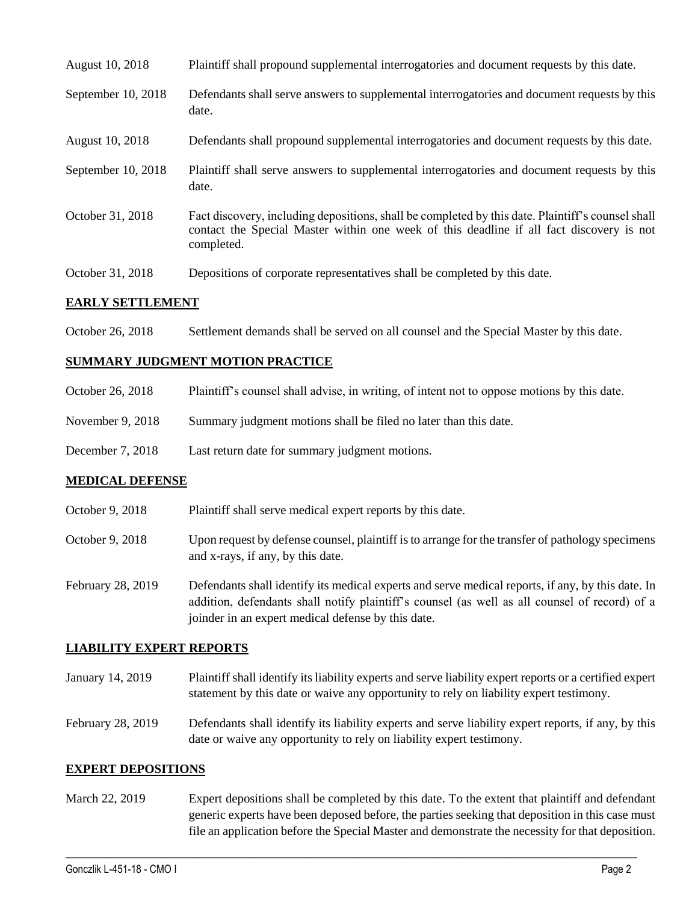| | |
|---|---|
| August 10, 2018 | Plaintiff shall propound supplemental interrogatories and document requests by this date. |
| September 10, 2018 | Defendants shall serve answers to supplemental interrogatories and document requests by this date. |
| August 10, 2018 | Defendants shall propound supplemental interrogatories and document requests by this date. |
| September 10, 2018 | Plaintiff shall serve answers to supplemental interrogatories and document requests by this date. |
| October 31, 2018 | Fact discovery, including depositions, shall be completed by this date. Plaintiff's counsel shall contact the Special Master within one week of this deadline if all fact discovery is not completed. |
| October 31, 2018 | Depositions of corporate representatives shall be completed by this date. |

## EARLY SETTLEMENT

| | |
|---|---|
| October 26, 2018 | Settlement demands shall be served on all counsel and the Special Master by this date. |

## SUMMARY JUDGMENT MOTION PRACTICE

| | |
|---|---|
| October 26, 2018 | Plaintiff's counsel shall advise, in writing, of intent not to oppose motions by this date. |
| November 9, 2018 | Summary judgment motions shall be filed no later than this date. |
| December 7, 2018 | Last return date for summary judgment motions. |

## MEDICAL DEFENSE

| | |
|---|---|
| October 9, 2018 | Plaintiff shall serve medical expert reports by this date. |
| October 9, 2018 | Upon request by defense counsel, plaintiff is to arrange for the transfer of pathology specimens and x-rays, if any, by this date. |
| February 28, 2019 | Defendants shall identify its medical experts and serve medical reports, if any, by this date. In addition, defendants shall notify plaintiff's counsel (as well as all counsel of record) of a joinder in an expert medical defense by this date. |

## LIABILITY EXPERT REPORTS

| | |
|---|---|
| January 14, 2019 | Plaintiff shall identify its liability experts and serve liability expert reports or a certified expert statement by this date or waive any opportunity to rely on liability expert testimony. |
| February 28, 2019 | Defendants shall identify its liability experts and serve liability expert reports, if any, by this date or waive any opportunity to rely on liability expert testimony. |

## EXPERT DEPOSITIONS

| | |
|---|---|
| March 22, 2019 | Expert depositions shall be completed by this date. To the extent that plaintiff and defendant generic experts have been deposed before, the parties seeking that deposition in this case must file an application before the Special Master and demonstrate the necessity for that deposition. |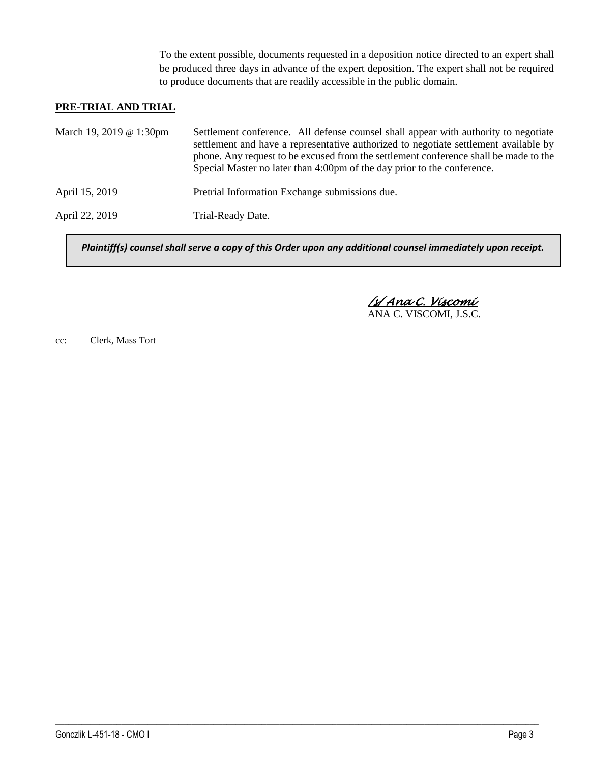To the extent possible, documents requested in a deposition notice directed to an expert shall be produced three days in advance of the expert deposition. The expert shall not be required to produce documents that are readily accessible in the public domain.

**PRE-TRIAL AND TRIAL**

| | |
|---|---|
| March 19, 2019 @ 1:30pm | Settlement conference. All defense counsel shall appear with authority to negotiate settlement and have a representative authorized to negotiate settlement available by phone. Any request to be excused from the settlement conference shall be made to the Special Master no later than 4:00pm of the day prior to the conference. |
| April 15, 2019 | Pretrial Information Exchange submissions due. |
| April 22, 2019 | Trial-Ready Date. |

***Plaintiff(s) counsel shall serve a copy of this Order upon any additional counsel immediately upon receipt.***

/s/ Ana C. Viscomi
ANA C. VISCOMI, J.S.C.

cc: Clerk, Mass Tort